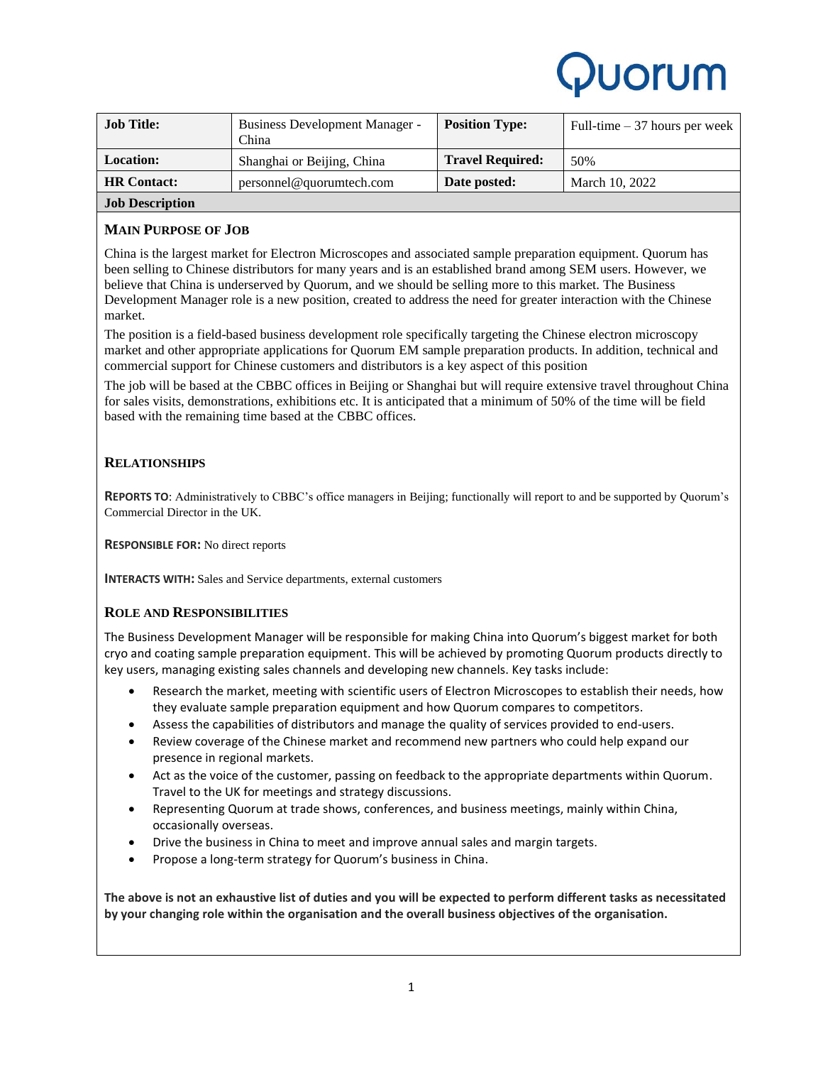# Quorum

| Job Title: | Business Development Manager - China | Position Type: | Full-time – 37 hours per week |
|---|---|---|---|
| Location: | Shanghai or Beijing, China | Travel Required: | 50% |
| HR Contact: | personnel@quorumtech.com | Date posted: | March 10, 2022 |

## Job Description

### Main Purpose of Job

China is the largest market for Electron Microscopes and associated sample preparation equipment. Quorum has been selling to Chinese distributors for many years and is an established brand among SEM users. However, we believe that China is underserved by Quorum, and we should be selling more to this market. The Business Development Manager role is a new position, created to address the need for greater interaction with the Chinese market.

The position is a field-based business development role specifically targeting the Chinese electron microscopy market and other appropriate applications for Quorum EM sample preparation products. In addition, technical and commercial support for Chinese customers and distributors is a key aspect of this position

The job will be based at the CBBC offices in Beijing or Shanghai but will require extensive travel throughout China for sales visits, demonstrations, exhibitions etc. It is anticipated that a minimum of 50% of the time will be field based with the remaining time based at the CBBC offices.

### Relationships

**Reports to**: Administratively to CBBC's office managers in Beijing; functionally will report to and be supported by Quorum's Commercial Director in the UK.

**Responsible for:** No direct reports

**Interacts with:** Sales and Service departments, external customers

### Role and Responsibilities

The Business Development Manager will be responsible for making China into Quorum's biggest market for both cryo and coating sample preparation equipment. This will be achieved by promoting Quorum products directly to key users, managing existing sales channels and developing new channels. Key tasks include:

- Research the market, meeting with scientific users of Electron Microscopes to establish their needs, how they evaluate sample preparation equipment and how Quorum compares to competitors.
- Assess the capabilities of distributors and manage the quality of services provided to end-users.
- Review coverage of the Chinese market and recommend new partners who could help expand our presence in regional markets.
- Act as the voice of the customer, passing on feedback to the appropriate departments within Quorum. Travel to the UK for meetings and strategy discussions.
- Representing Quorum at trade shows, conferences, and business meetings, mainly within China, occasionally overseas.
- Drive the business in China to meet and improve annual sales and margin targets.
- Propose a long-term strategy for Quorum's business in China.

**The above is not an exhaustive list of duties and you will be expected to perform different tasks as necessitated by your changing role within the organisation and the overall business objectives of the organisation.**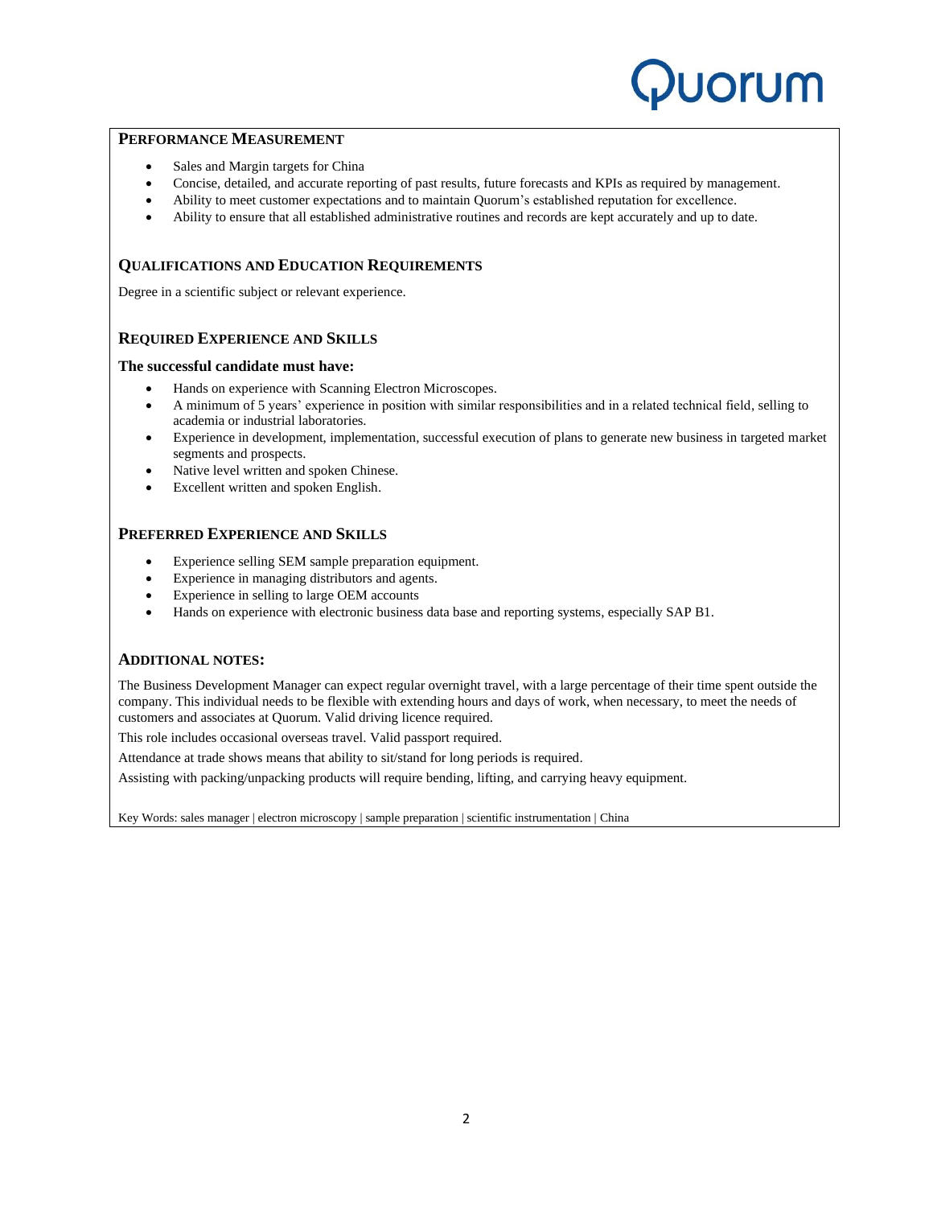## Performance Measurement

- Sales and Margin targets for China
- Concise, detailed, and accurate reporting of past results, future forecasts and KPIs as required by management.
- Ability to meet customer expectations and to maintain Quorum's established reputation for excellence.
- Ability to ensure that all established administrative routines and records are kept accurately and up to date.

## Qualifications and Education Requirements

Degree in a scientific subject or relevant experience.

## Required Experience and Skills

**The successful candidate must have:**

- Hands on experience with Scanning Electron Microscopes.
- A minimum of 5 years' experience in position with similar responsibilities and in a related technical field, selling to academia or industrial laboratories.
- Experience in development, implementation, successful execution of plans to generate new business in targeted market segments and prospects.
- Native level written and spoken Chinese.
- Excellent written and spoken English.

## Preferred Experience and Skills

- Experience selling SEM sample preparation equipment.
- Experience in managing distributors and agents.
- Experience in selling to large OEM accounts
- Hands on experience with electronic business data base and reporting systems, especially SAP B1.

## Additional Notes:

The Business Development Manager can expect regular overnight travel, with a large percentage of their time spent outside the company. This individual needs to be flexible with extending hours and days of work, when necessary, to meet the needs of customers and associates at Quorum. Valid driving licence required.

This role includes occasional overseas travel. Valid passport required.

Attendance at trade shows means that ability to sit/stand for long periods is required.

Assisting with packing/unpacking products will require bending, lifting, and carrying heavy equipment.

Key Words: sales manager | electron microscopy | sample preparation | scientific instrumentation | China